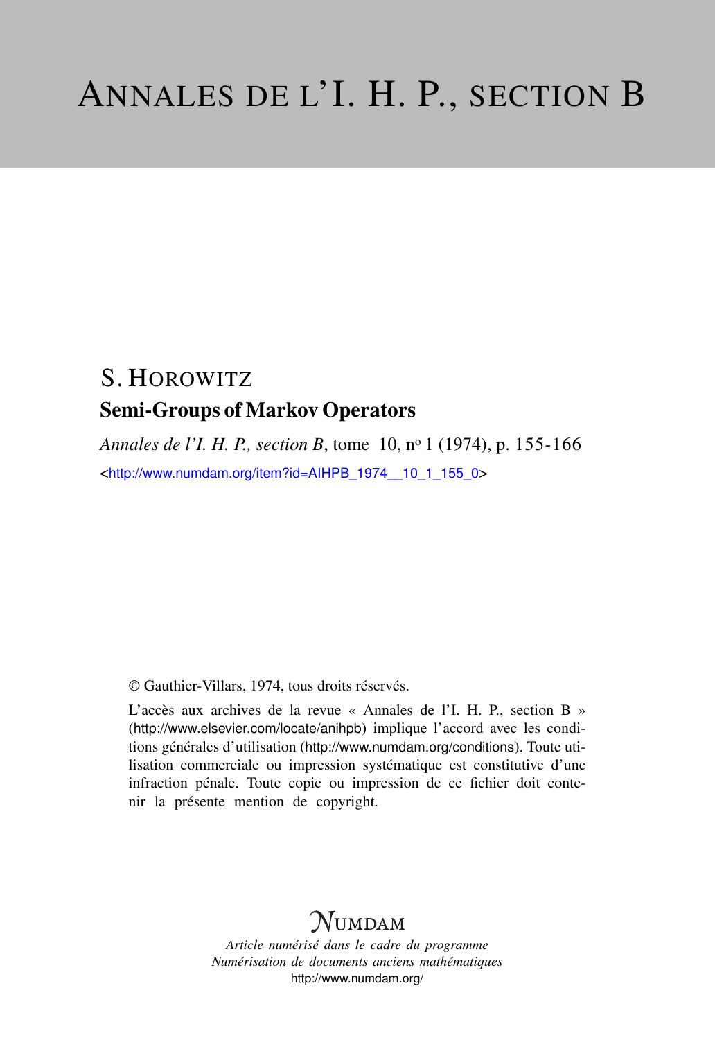# ANNALES DE L'I. H. P., SECTION B

## S. HOROWITZ

### Semi-Groups of Markov Operators

*Annales de l'I. H. P., section B*, tome 10, nº 1 (1974), p. 155-166

<http://www.numdam.org/item?id=AIHPB_1974__10_1_155_0>

© Gauthier-Villars, 1974, tous droits réservés.

L'accès aux archives de la revue « Annales de l'I. H. P., section B » (http://www.elsevier.com/locate/anihpb) implique l'accord avec les conditions générales d'utilisation (http://www.numdam.org/conditions). Toute utilisation commerciale ou impression systématique est constitutive d'une infraction pénale. Toute copie ou impression de ce fichier doit contenir la présente mention de copyright.

NUMDAM

*Article numérisé dans le cadre du programme*
*Numérisation de documents anciens mathématiques*
http://www.numdam.org/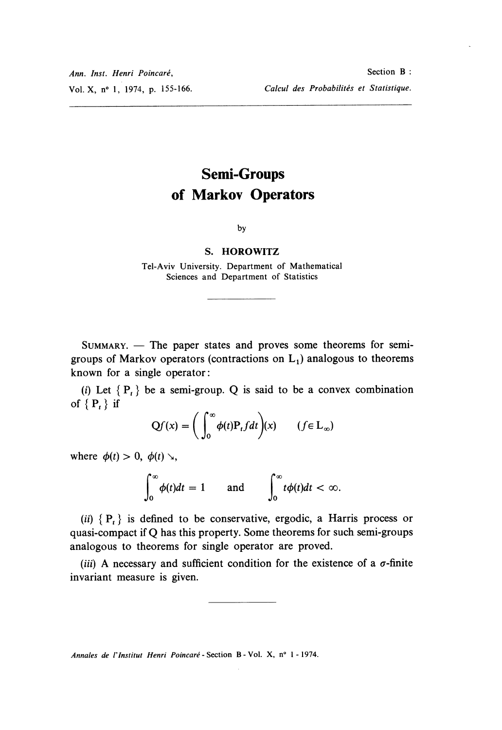# Semi-Groups of Markov Operators

by

**S. HOROWITZ**

Tel-Aviv University. Department of Mathematical Sciences and Department of Statistics

---

SUMMARY. — The paper states and proves some theorems for semi-groups of Markov operators (contractions on $L_1$) analogous to theorems known for a single operator:

(*i*) Let $\{ P_t \}$ be a semi-group. Q is said to be a convex combination of $\{ P_t \}$ if

$$Qf(x) = \left( \int_0^\infty \phi(t) P_t f dt \right)(x) \qquad (f \in L_\infty)$$

where $\phi(t) > 0$, $\phi(t) \searrow$,

$$\int_0^\infty \phi(t) dt = 1 \qquad \text{and} \qquad \int_0^\infty t\phi(t) dt < \infty.$$

(*ii*) $\{ P_t \}$ is defined to be conservative, ergodic, a Harris process or quasi-compact if Q has this property. Some theorems for such semi-groups analogous to theorems for single operator are proved.

(*iii*) A necessary and sufficient condition for the existence of a $\sigma$-finite invariant measure is given.

---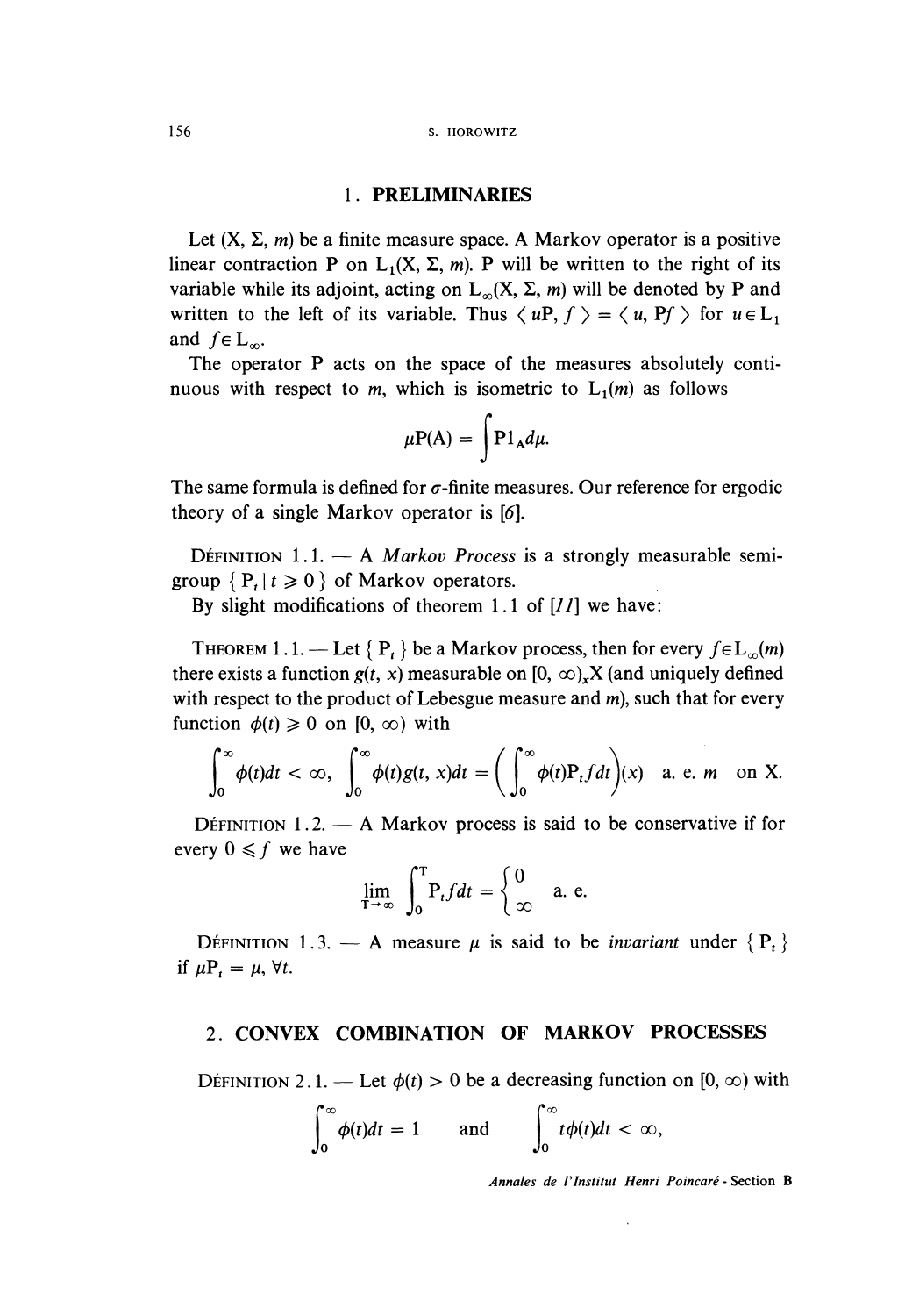## 1. PRELIMINARIES

Let $(X, \Sigma, m)$ be a finite measure space. A Markov operator is a positive linear contraction P on $L_1(X, \Sigma, m)$. P will be written to the right of its variable while its adjoint, acting on $L_\infty(X, \Sigma, m)$ will be denoted by P and written to the left of its variable. Thus $\langle uP, f \rangle = \langle u, Pf \rangle$ for $u \in L_1$ and $f \in L_\infty$.

The operator P acts on the space of the measures absolutely continuous with respect to $m$, which is isometric to $L_1(m)$ as follows

$$\mu P(A) = \int P 1_A d\mu.$$

The same formula is defined for $\sigma$-finite measures. Our reference for ergodic theory of a single Markov operator is [6].

DÉFINITION 1.1. — A *Markov Process* is a strongly measurable semigroup $\{ P_t \mid t \geq 0 \}$ of Markov operators.

By slight modifications of theorem 1.1 of [11] we have:

THEOREM 1.1. — Let $\{ P_t \}$ be a Markov process, then for every $f \in L_\infty(m)$ there exists a function $g(t, x)$ measurable on $[0, \infty)_x X$ (and uniquely defined with respect to the product of Lebesgue measure and $m$), such that for every function $\phi(t) \geq 0$ on $[0, \infty)$ with

$$\int_0^\infty \phi(t)dt < \infty, \quad \int_0^\infty \phi(t)g(t, x)dt = \left( \int_0^\infty \phi(t) P_t f dt \right)(x) \quad \text{a. e. } m \quad \text{on X.}$$

DÉFINITION 1.2. — A Markov process is said to be conservative if for every $0 \leqslant f$ we have

$$\lim_{T \to \infty} \int_0^T P_t f dt = \begin{cases} 0 \\ \infty \end{cases} \quad \text{a. e.}$$

DÉFINITION 1.3. — A measure $\mu$ is said to be *invariant* under $\{ P_t \}$ if $\mu P_t = \mu$, $\forall t$.

## 2. CONVEX COMBINATION OF MARKOV PROCESSES

DÉFINITION 2.1. — Let $\phi(t) > 0$ be a decreasing function on $[0, \infty)$ with

$$\int_0^\infty \phi(t)dt = 1 \quad \text{and} \quad \int_0^\infty t\phi(t)dt < \infty,$$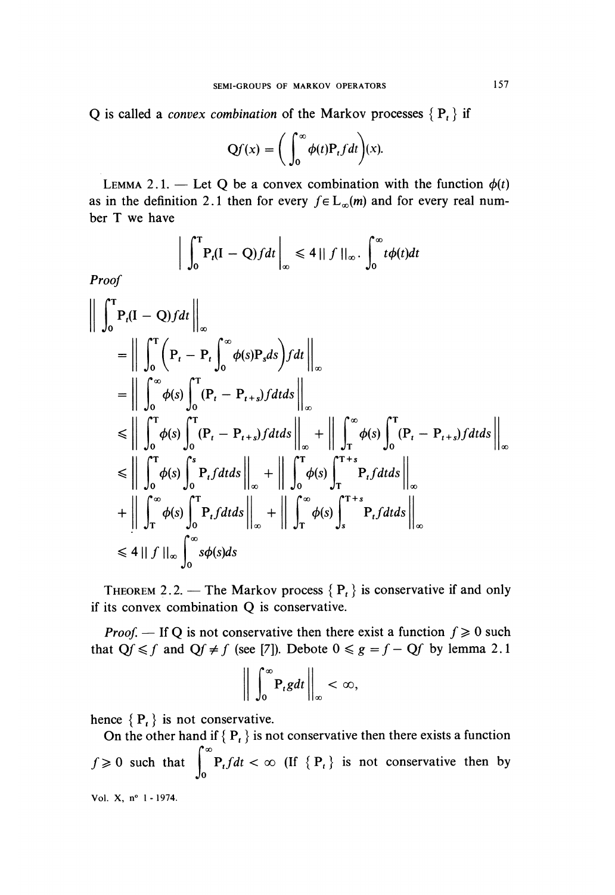Q is called a *convex combination* of the Markov processes $\{ P_t \}$ if

$$Qf(x) = \left( \int_0^\infty \phi(t) P_t f dt \right)(x).$$

LEMMA 2.1. — Let Q be a convex combination with the function $\phi(t)$ as in the definition 2.1 then for every $f \in L_\infty(m)$ and for every real number T we have

$$\left| \int_0^T P_t(I - Q) f dt \right|_\infty \leqslant 4 \| f \|_\infty \cdot \int_0^\infty t\phi(t) dt$$

*Proof*

$$\begin{aligned}
&\left\| \int_0^T P_t(I - Q) f dt \right\|_\infty \\
&= \left\| \int_0^T \left( P_t - P_t \int_0^\infty \phi(s) P_s ds \right) f dt \right\|_\infty \\
&= \left\| \int_0^\infty \phi(s) \int_0^T (P_t - P_{t+s}) f dt ds \right\|_\infty \\
&\leqslant \left\| \int_0^T \phi(s) \int_0^T (P_t - P_{t+s}) f dt ds \right\|_\infty + \left\| \int_T^\infty \phi(s) \int_0^T (P_t - P_{t+s}) f dt ds \right\|_\infty \\
&\leqslant \left\| \int_0^T \phi(s) \int_0^s P_t f dt ds \right\|_\infty + \left\| \int_0^T \phi(s) \int_T^{T+s} P_t f dt ds \right\|_\infty \\
&+ \left\| \int_T^\infty \phi(s) \int_0^T P_t f dt ds \right\|_\infty + \left\| \int_T^\infty \phi(s) \int_s^{T+s} P_t f dt ds \right\|_\infty \\
&\leqslant 4 \| f \|_\infty \int_0^\infty s\phi(s) ds
\end{aligned}$$

THEOREM 2.2. — The Markov process $\{ P_t \}$ is conservative if and only if its convex combination Q is conservative.

*Proof.* — If Q is not conservative then there exist a function $f \geqslant 0$ such that $Qf \leqslant f$ and $Qf \neq f$ (see [7]). Debote $0 \leqslant g = f - Qf$ by lemma 2.1

$$\left\| \int_0^\infty P_t g dt \right\|_\infty < \infty,$$

hence $\{ P_t \}$ is not conservative.

On the other hand if $\{ P_t \}$ is not conservative then there exists a function $f \geqslant 0$ such that $\int_0^\infty P_t f dt < \infty$ (If $\{ P_t \}$ is not conservative then by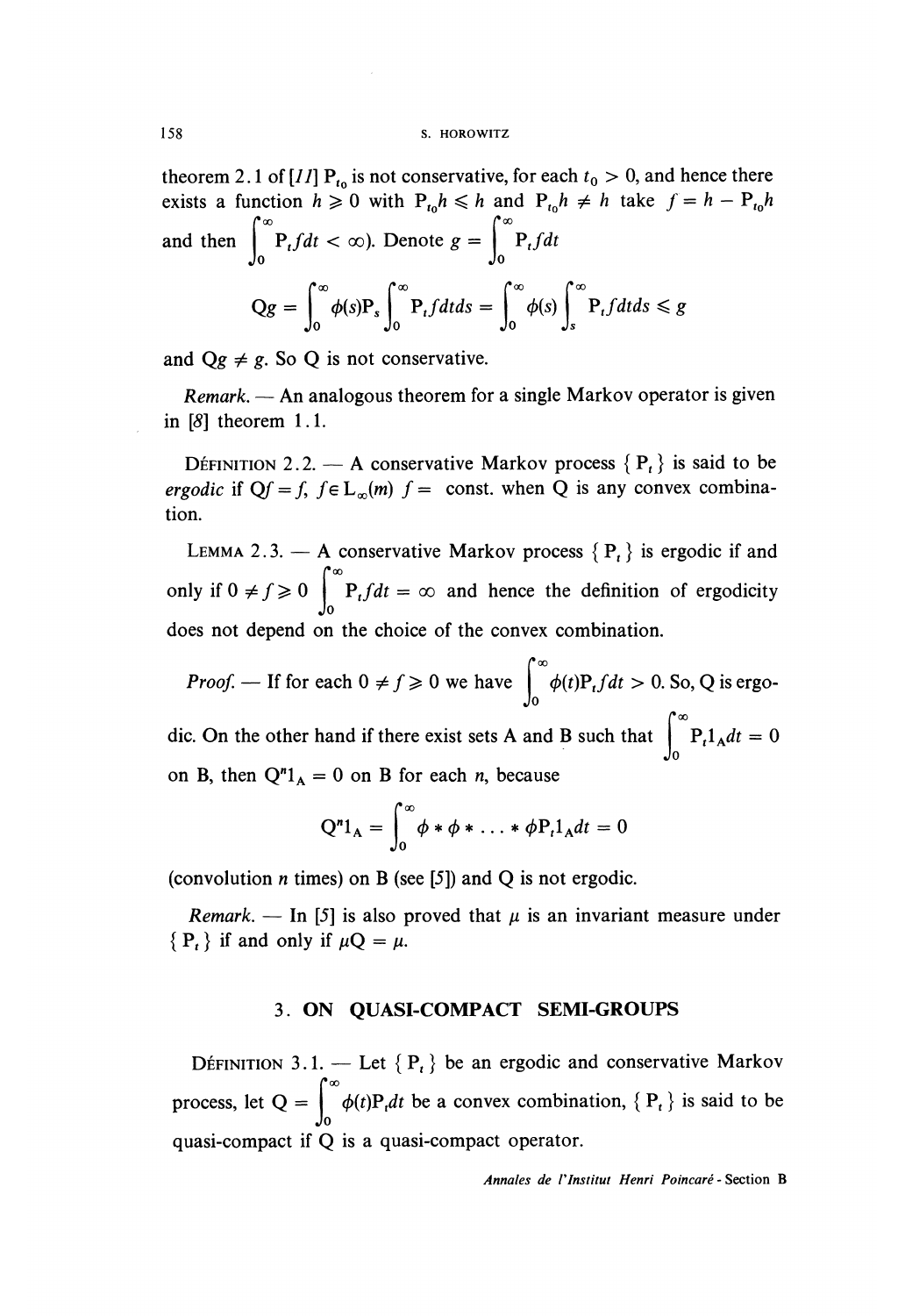theorem 2.1 of [11] $P_{t_0}$ is not conservative, for each $t_0 > 0$, and hence there exists a function $h \geqslant 0$ with $P_{t_0}h \leqslant h$ and $P_{t_0}h \neq h$ take $f = h - P_{t_0}h$ and then $\int_0^\infty P_t f dt < \infty$). Denote $g = \int_0^\infty P_t f dt$

$$Qg = \int_0^\infty \phi(s) P_s \int_0^\infty P_t f dt ds = \int_0^\infty \phi(s) \int_s^\infty P_t f dt ds \leqslant g$$

and $Qg \neq g$. So Q is not conservative.

*Remark.* — An analogous theorem for a single Markov operator is given in [8] theorem 1.1.

DÉFINITION 2.2. — A conservative Markov process $\{ P_t \}$ is said to be *ergodic* if $Qf = f$, $f \in L_\infty(m)$ $f =$ const. when Q is any convex combination.

LEMMA 2.3. — A conservative Markov process $\{ P_t \}$ is ergodic if and only if $0 \neq f \geqslant 0$ $\int_0^\infty P_t f dt = \infty$ and hence the definition of ergodicity does not depend on the choice of the convex combination.

*Proof.* — If for each $0 \neq f \geqslant 0$ we have $\int_0^\infty \phi(t) P_t f dt > 0$. So, Q is ergodic. On the other hand if there exist sets A and B such that $\int_0^\infty P_t 1_A dt = 0$ on B, then $Q^n 1_A = 0$ on B for each $n$, because

$$Q^n 1_A = \int_0^\infty \phi * \phi * \ldots * \phi P_t 1_A dt = 0$$

(convolution $n$ times) on B (see [5]) and Q is not ergodic.

*Remark.* — In [5] is also proved that $\mu$ is an invariant measure under $\{ P_t \}$ if and only if $\mu Q = \mu$.

## 3. ON QUASI-COMPACT SEMI-GROUPS

DÉFINITION 3.1. — Let $\{ P_t \}$ be an ergodic and conservative Markov process, let $Q = \int_0^\infty \phi(t) P_t dt$ be a convex combination, $\{ P_t \}$ is said to be quasi-compact if Q is a quasi-compact operator.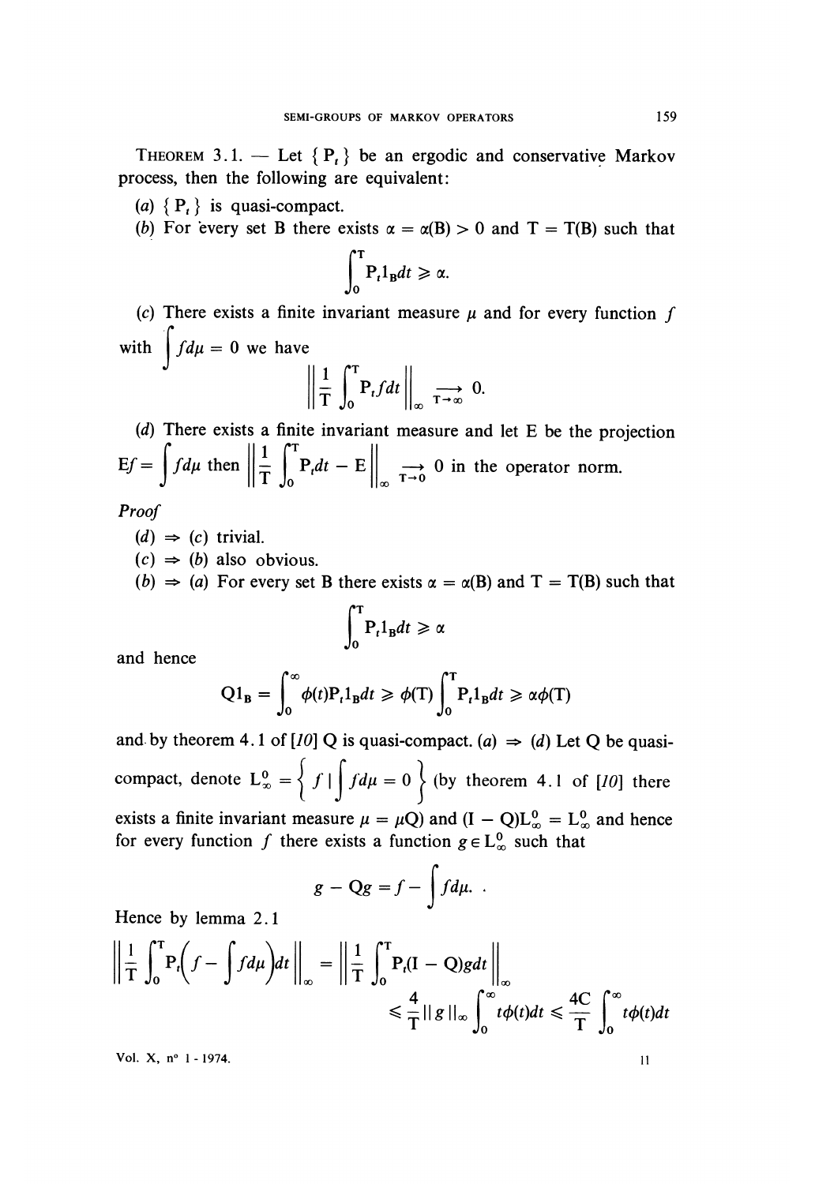THEOREM 3.1. — Let $\{P_t\}$ be an ergodic and conservative Markov process, then the following are equivalent:

(a) $\{P_t\}$ is quasi-compact.

(b) For every set B there exists $\alpha = \alpha(B) > 0$ and $T = T(B)$ such that

$$\int_0^T P_t 1_B dt \geqslant \alpha.$$

(c) There exists a finite invariant measure $\mu$ and for every function $f$ with $\int f d\mu = 0$ we have

$$\left\| \frac{1}{T} \int_0^T P_t f dt \right\|_\infty \underset{T \to \infty}{\longrightarrow} 0.$$

(d) There exists a finite invariant measure and let E be the projection $Ef = \int f d\mu$ then $\left\| \frac{1}{T} \int_0^T P_t dt - E \right\|_\infty \underset{T \to 0}{\longrightarrow} 0$ in the operator norm.

*Proof*

(d) $\Rightarrow$ (c) trivial.

(c) $\Rightarrow$ (b) also obvious.

(b) $\Rightarrow$ (a) For every set B there exists $\alpha = \alpha(B)$ and $T = T(B)$ such that

$$\int_0^T P_t 1_B dt \geqslant \alpha$$

and hence

$$Q 1_B = \int_0^\infty \phi(t) P_t 1_B dt \geqslant \phi(T) \int_0^T P_t 1_B dt \geqslant \alpha \phi(T)$$

and by theorem 4.1 of [10] Q is quasi-compact. (a) $\Rightarrow$ (d) Let Q be quasi-compact, denote $L_\infty^0 = \left\{ f \mid \int f d\mu = 0 \right\}$ (by theorem 4.1 of [10] there exists a finite invariant measure $\mu = \mu Q$) and $(I - Q)L_\infty^0 = L_\infty^0$ and hence for every function $f$ there exists a function $g \in L_\infty^0$ such that

$$g - Qg = f - \int f d\mu. \;.$$

Hence by lemma 2.1

$$\left\| \frac{1}{T} \int_0^T P_t \left( f - \int f d\mu \right) dt \right\|_\infty = \left\| \frac{1}{T} \int_0^T P_t (I - Q) g dt \right\|_\infty$$

$$\leqslant \frac{4}{T} \| g \|_\infty \int_0^\infty t \phi(t) dt \leqslant \frac{4C}{T} \int_0^\infty t \phi(t) dt$$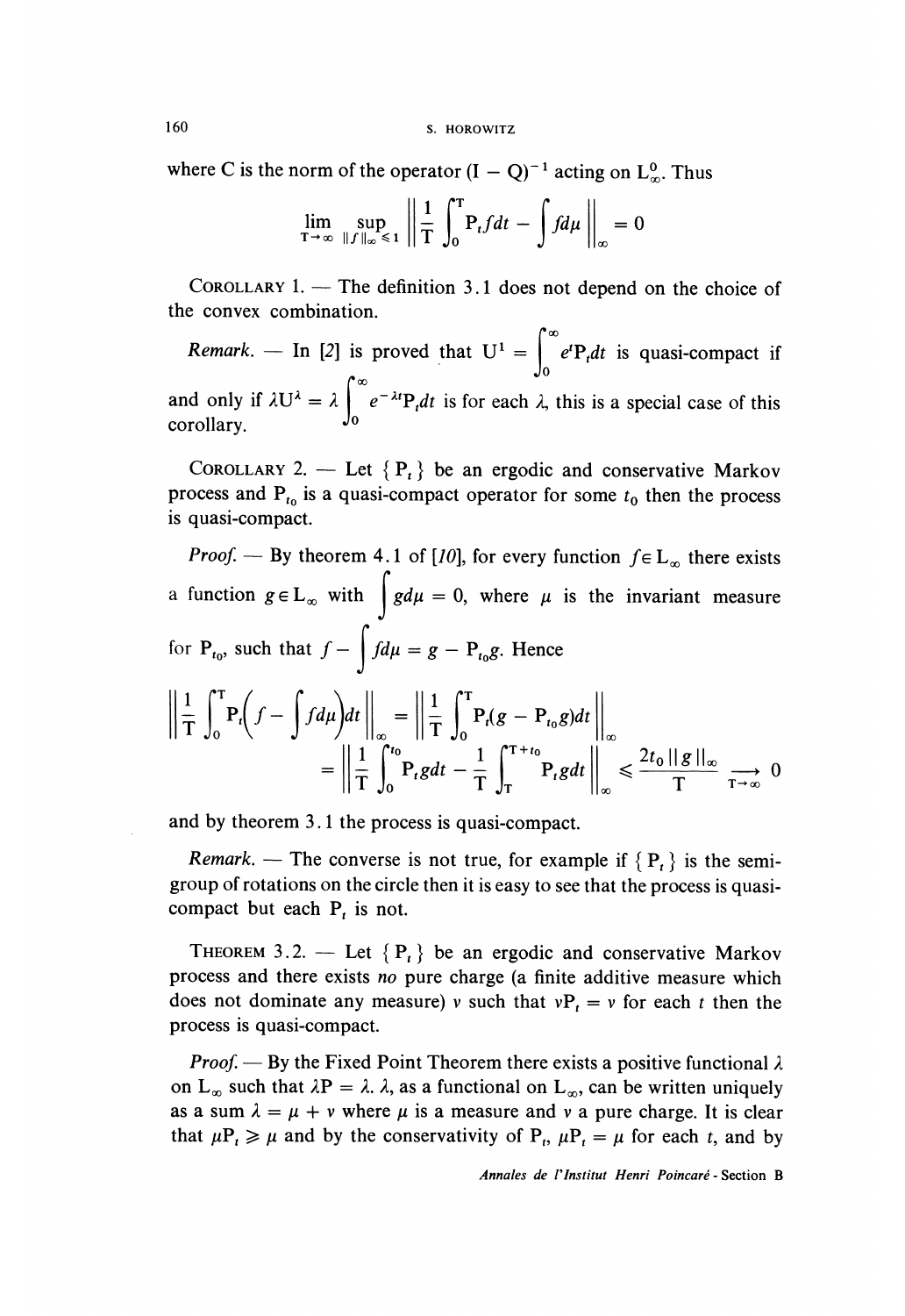where C is the norm of the operator $(I - Q)^{-1}$ acting on $L^0_\infty$. Thus

$$\lim_{T \to \infty} \sup_{\|f\|_\infty \leq 1} \left\| \frac{1}{T} \int_0^T P_t f dt - \int f d\mu \right\|_\infty = 0$$

COROLLARY 1. — The definition 3.1 does not depend on the choice of the convex combination.

*Remark.* — In [2] is proved that $U^1 = \int_0^\infty e^t P_t dt$ is quasi-compact if and only if $\lambda U^\lambda = \lambda \int_0^\infty e^{-\lambda t} P_t dt$ is for each $\lambda$, this is a special case of this corollary.

COROLLARY 2. — Let $\{P_t\}$ be an ergodic and conservative Markov process and $P_{t_0}$ is a quasi-compact operator for some $t_0$ then the process is quasi-compact.

*Proof.* — By theorem 4.1 of [10], for every function $f \in L_\infty$ there exists a function $g \in L_\infty$ with $\int g d\mu = 0$, where $\mu$ is the invariant measure for $P_{t_0}$, such that $f - \int f d\mu = g - P_{t_0} g$. Hence

$$\begin{aligned}
\left\| \frac{1}{T} \int_0^T P_t \left( f - \int f d\mu \right) dt \right\|_\infty &= \left\| \frac{1}{T} \int_0^T P_t (g - P_{t_0} g) dt \right\|_\infty \\
&= \left\| \frac{1}{T} \int_0^{t_0} P_t g dt - \frac{1}{T} \int_T^{T+t_0} P_t g dt \right\|_\infty \leq \frac{2t_0 \|g\|_\infty}{T} \xrightarrow[T \to \infty]{} 0
\end{aligned}$$

and by theorem 3.1 the process is quasi-compact.

*Remark.* — The converse is not true, for example if $\{P_t\}$ is the semigroup of rotations on the circle then it is easy to see that the process is quasi-compact but each $P_t$ is not.

THEOREM 3.2. — Let $\{P_t\}$ be an ergodic and conservative Markov process and there exists *no* pure charge (a finite additive measure which does not dominate any measure) $\nu$ such that $\nu P_t = \nu$ for each $t$ then the process is quasi-compact.

*Proof.* — By the Fixed Point Theorem there exists a positive functional $\lambda$ on $L_\infty$ such that $\lambda P = \lambda$. $\lambda$, as a functional on $L_\infty$, can be written uniquely as a sum $\lambda = \mu + \nu$ where $\mu$ is a measure and $\nu$ a pure charge. It is clear that $\mu P_t \geq \mu$ and by the conservativity of $P_t$, $\mu P_t = \mu$ for each $t$, and by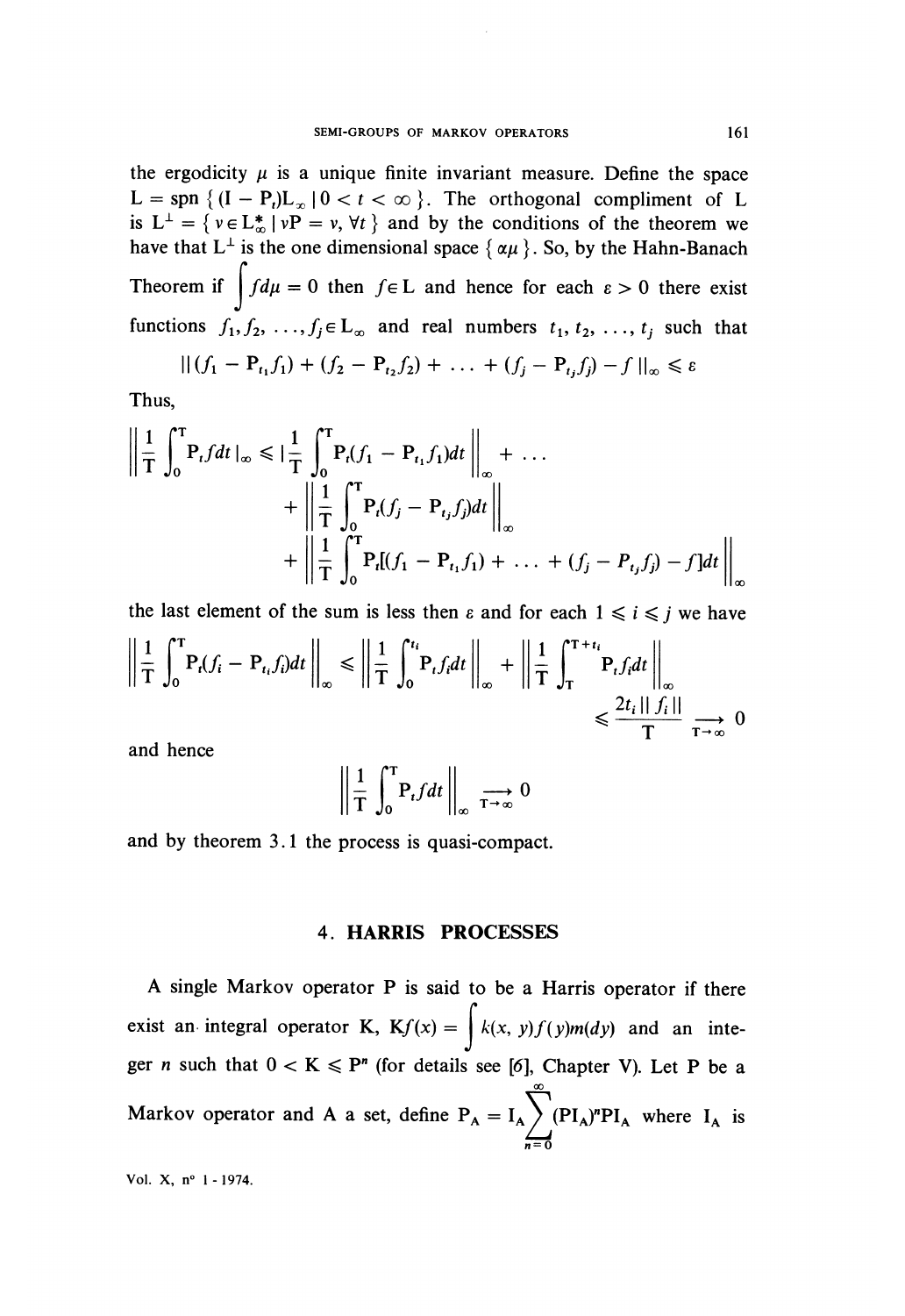the ergodicity $\mu$ is a unique finite invariant measure. Define the space $L = \text{spn}\{(I - P_t)L_\infty \mid 0 < t < \infty\}$. The orthogonal compliment of L is $L^\perp = \{v \in L_\infty^* \mid vP = v, \forall t\}$ and by the conditions of the theorem we have that $L^\perp$ is the one dimensional space $\{\alpha\mu\}$. So, by the Hahn-Banach Theorem if $\int f d\mu = 0$ then $f \in L$ and hence for each $\varepsilon > 0$ there exist functions $f_1, f_2, \ldots, f_j \in L_\infty$ and real numbers $t_1, t_2, \ldots, t_j$ such that

$$\| (f_1 - P_{t_1}f_1) + (f_2 - P_{t_2}f_2) + \ldots + (f_j - P_{t_j}f_j) - f \|_\infty \leqslant \varepsilon$$

Thus,

$$\begin{aligned}\left\| \frac{1}{T}\int_0^T P_t f dt \right\|_\infty \leqslant \left\| \frac{1}{T}\int_0^T P_t(f_1 - P_{t_1}f_1)dt \right\|_\infty + \ldots \\ + \left\| \frac{1}{T}\int_0^T P_t(f_j - P_{t_j}f_j)dt \right\|_\infty \\ + \left\| \frac{1}{T}\int_0^T P_t[(f_1 - P_{t_1}f_1) + \ldots + (f_j - P_{t_j}f_j) - f]dt \right\|_\infty\end{aligned}$$

the last element of the sum is less then $\varepsilon$ and for each $1 \leqslant i \leqslant j$ we have

$$\left\| \frac{1}{T}\int_0^T P_t(f_i - P_{t_i}f_i)dt \right\|_\infty \leqslant \left\| \frac{1}{T}\int_0^{t_i} P_t f_i dt \right\|_\infty + \left\| \frac{1}{T}\int_T^{T+t_i} P_t f_i dt \right\|_\infty \leqslant \frac{2t_i \| f_i \|}{T} \underset{T\to\infty}{\longrightarrow} 0$$

and hence

$$\left\| \frac{1}{T}\int_0^T P_t f dt \right\|_\infty \underset{T\to\infty}{\longrightarrow} 0$$

and by theorem 3.1 the process is quasi-compact.

## 4. HARRIS PROCESSES

A single Markov operator P is said to be a Harris operator if there exist an integral operator K, $Kf(x) = \int k(x, y)f(y)m(dy)$ and an integer $n$ such that $0 < K \leqslant P^n$ (for details see [6], Chapter V). Let P be a Markov operator and A a set, define $P_A = I_A \sum_{n=0}^{\infty} (PI_{A^c})^n PI_A$ where $I_A$ is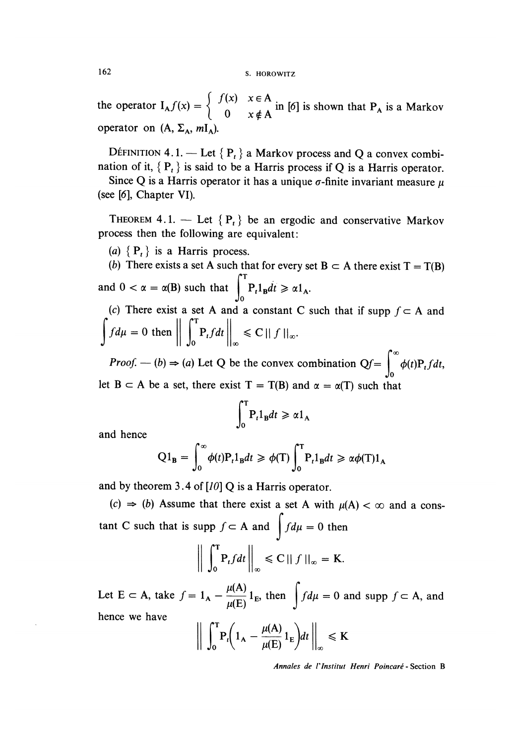the operator $I_A f(x) = \begin{cases} f(x) & x \in A \\ 0 & x \notin A \end{cases}$ in [6] is shown that $P_A$ is a Markov operator on $(A, \Sigma_A, mI_A)$.

DÉFINITION 4.1. — Let $\{ P_t \}$ a Markov process and Q a convex combination of it, $\{ P_t \}$ is said to be a Harris process if Q is a Harris operator.

Since Q is a Harris operator it has a unique $\sigma$-finite invariant measure $\mu$ (see [6], Chapter VI).

THEOREM 4.1. — Let $\{ P_t \}$ be an ergodic and conservative Markov process then the following are equivalent:

(a) $\{ P_t \}$ is a Harris process.

(b) There exists a set A such that for every set $B \subset A$ there exist $T = T(B)$ and $0 < \alpha = \alpha(B)$ such that $\int_0^T P_t 1_B dt \geqslant \alpha 1_A$.

(c) There exist a set A and a constant C such that if supp $f \subset A$ and $\int f d\mu = 0$ then $\left\| \int_0^T P_t f dt \right\|_\infty \leqslant C \| f \|_\infty$.

*Proof.* — (b) $\Rightarrow$ (a) Let Q be the convex combination $Qf = \int_0^\infty \phi(t) P_t f dt$, let $B \subset A$ be a set, there exist $T = T(B)$ and $\alpha = \alpha(T)$ such that

$$\int_0^T P_t 1_B dt \geqslant \alpha 1_A$$

and hence

$$Q1_B = \int_0^\infty \phi(t) P_t 1_B dt \geqslant \phi(T) \int_0^T P_t 1_B dt \geqslant \alpha \phi(T) 1_A$$

and by theorem 3.4 of [10] Q is a Harris operator.

(c) $\Rightarrow$ (b) Assume that there exist a set A with $\mu(A) < \infty$ and a constant C such that is supp $f \subset A$ and $\int f d\mu = 0$ then

$$\left\| \int_0^T P_t f dt \right\|_\infty \leqslant C \| f \|_\infty = K.$$

Let $E \subset A$, take $f = 1_A - \frac{\mu(A)}{\mu(E)} 1_E$, then $\int f d\mu = 0$ and supp $f \subset A$, and hence we have

$$\left\| \int_0^T P_t \left( 1_A - \frac{\mu(A)}{\mu(E)} 1_E \right) dt \right\|_\infty \leqslant K$$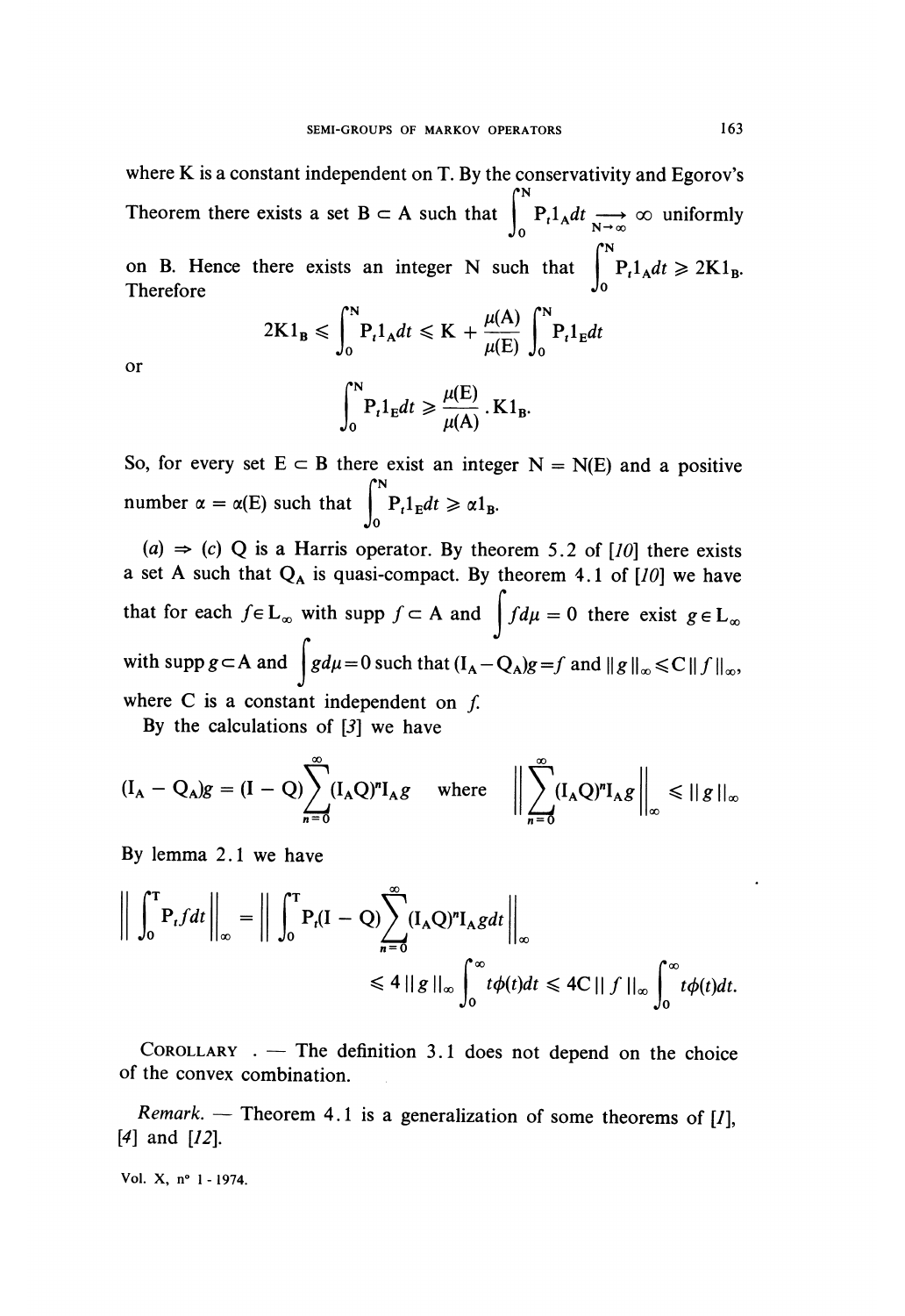where K is a constant independent on T. By the conservativity and Egorov's Theorem there exists a set $B \subset A$ such that $\int_0^N P_t 1_A dt \underset{N \to \infty}{\longrightarrow} \infty$ uniformly on B. Hence there exists an integer N such that $\int_0^N P_t 1_A dt \geqslant 2K 1_B$. Therefore

$$2K1_B \leqslant \int_0^N P_t 1_A dt \leqslant K + \frac{\mu(A)}{\mu(E)} \int_0^N P_t 1_E dt$$

or

$$\int_0^N P_t 1_E dt \geqslant \frac{\mu(E)}{\mu(A)} \cdot K 1_B.$$

So, for every set $E \subset B$ there exist an integer $N = N(E)$ and a positive number $\alpha = \alpha(E)$ such that $\int_0^N P_t 1_E dt \geqslant \alpha 1_B$.

$(a) \Rightarrow (c)$ Q is a Harris operator. By theorem 5.2 of [10] there exists a set A such that $Q_A$ is quasi-compact. By theorem 4.1 of [10] we have that for each $f \in L_\infty$ with supp $f \subset A$ and $\int f d\mu = 0$ there exist $g \in L_\infty$ with supp $g \subset A$ and $\int g d\mu = 0$ such that $(I_A - Q_A)g = f$ and $\| g \|_\infty \leqslant C \| f \|_\infty$, where C is a constant independent on $f$.

By the calculations of [3] we have

$$(I_A - Q_A)g = (I - Q) \sum_{n=0}^{\infty} (I_A Q)^n I_A g \quad \text{where} \quad \left\| \sum_{n=0}^{\infty} (I_A Q)^n I_A g \right\|_\infty \leqslant \| g \|_\infty$$

By lemma 2.1 we have

$$\left\| \int_0^T P_t f dt \right\|_\infty = \left\| \int_0^T P_t (I - Q) \sum_{n=0}^{\infty} (I_A Q)^n I_A g dt \right\|_\infty$$

$$\leqslant 4 \| g \|_\infty \int_0^\infty t\phi(t) dt \leqslant 4C \| f \|_\infty \int_0^\infty t\phi(t) dt.$$

Corollary. — The definition 3.1 does not depend on the choice of the convex combination.

*Remark.* — Theorem 4.1 is a generalization of some theorems of [1], [4] and [12].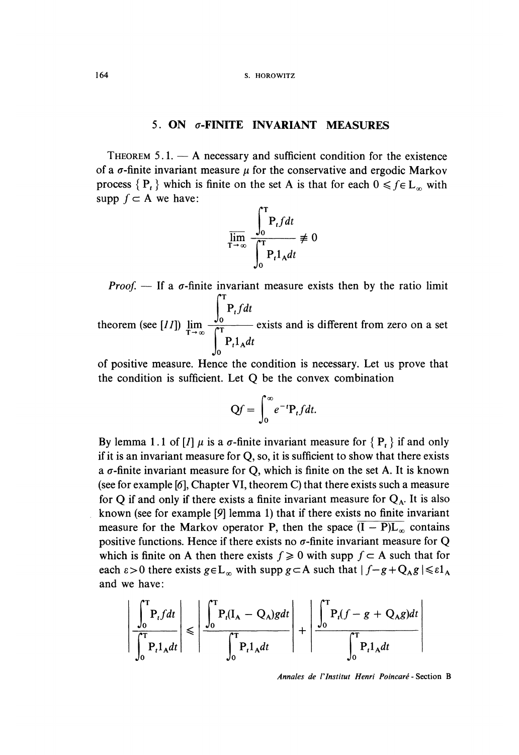## 5. ON $\sigma$-FINITE INVARIANT MEASURES

THEOREM 5.1. — A necessary and sufficient condition for the existence of a $\sigma$-finite invariant measure $\mu$ for the conservative and ergodic Markov process $\{ P_t \}$ which is finite on the set A is that for each $0 \leqslant f \in L_\infty$ with supp $f \subset A$ we have:

$$\overline{\lim_{T \to \infty}} \frac{\int_0^T P_t f dt}{\int_0^T P_t 1_A dt} \not\equiv 0$$

*Proof.* — If a $\sigma$-finite invariant measure exists then by the ratio limit theorem (see [11]) $\lim_{T \to \infty} \frac{\int_0^T P_t f dt}{\int_0^T P_t 1_A dt}$ exists and is different from zero on a set of positive measure. Hence the condition is necessary. Let us prove that the condition is sufficient. Let Q be the convex combination

$$Qf = \int_0^\infty e^{-t} P_t f dt.$$

By lemma 1.1 of [1] $\mu$ is a $\sigma$-finite invariant measure for $\{ P_t \}$ if and only if it is an invariant measure for Q, so, it is sufficient to show that there exists a $\sigma$-finite invariant measure for Q, which is finite on the set A. It is known (see for example [6], Chapter VI, theorem C) that there exists such a measure for Q if and only if there exists a finite invariant measure for $Q_A$. It is also known (see for example [9] lemma 1) that if there exists no finite invariant measure for the Markov operator P, then the space $\overline{(I - P)L_\infty}$ contains positive functions. Hence if there exists no $\sigma$-finite invariant measure for Q which is finite on A then there exists $f \geqslant 0$ with supp $f \subset A$ such that for each $\varepsilon > 0$ there exists $g \in L_\infty$ with supp $g \subset A$ such that $| f - g + Q_A g | \leqslant \varepsilon 1_A$ and we have:

$$\left| \frac{\int_0^T P_t f dt}{\int_0^T P_t 1_A dt} \right| \leqslant \left| \frac{\int_0^T P_t (I_A - Q_A) g dt}{\int_0^T P_t 1_A dt} \right| + \left| \frac{\int_0^T P_t (f - g + Q_A g) dt}{\int_0^T P_t 1_A dt} \right|$$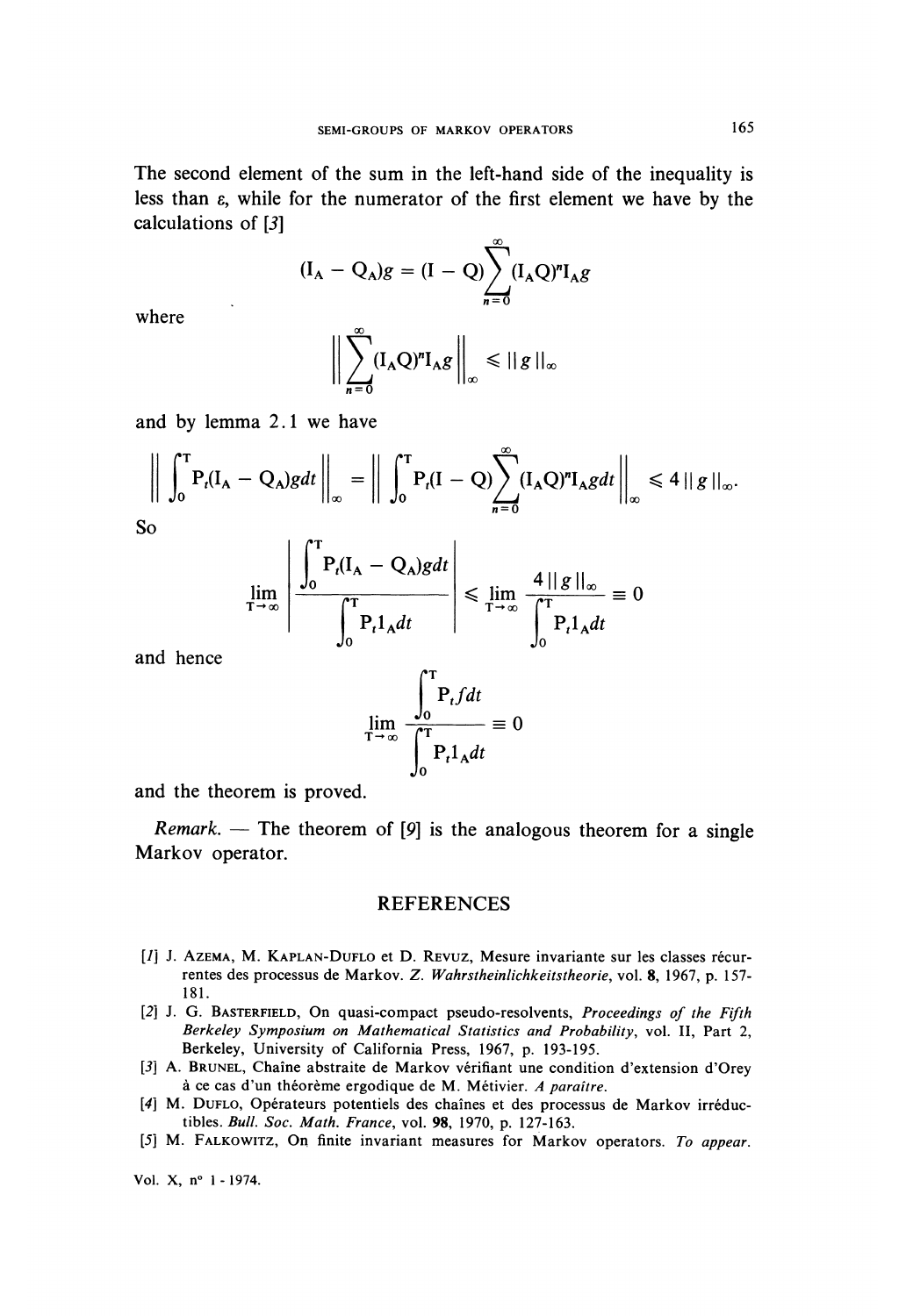The second element of the sum in the left-hand side of the inequality is less than $\varepsilon$, while for the numerator of the first element we have by the calculations of [3]

$$(I_A - Q_A)g = (I - Q)\sum_{n=0}^{\infty}(I_A Q)^n I_A g$$

where

$$\left\| \sum_{n=0}^{\infty}(I_A Q)^n I_A g \right\|_{\infty} \leqslant \| g \|_{\infty}$$

and by lemma 2.1 we have

$$\left\| \int_0^T P_t(I_A - Q_A)g dt \right\|_{\infty} = \left\| \int_0^T P_t(I - Q)\sum_{n=0}^{\infty}(I_A Q)^n I_A g dt \right\|_{\infty} \leqslant 4 \| g \|_{\infty}.$$

So

$$\lim_{T \to \infty} \left| \frac{\int_0^T P_t(I_A - Q_A)g dt}{\int_0^T P_t 1_A dt} \right| \leqslant \lim_{T \to \infty} \frac{4 \| g \|_{\infty}}{\int_0^T P_t 1_A dt} \equiv 0$$

and hence

$$\lim_{T \to \infty} \frac{\int_0^T P_t f dt}{\int_0^T P_t 1_A dt} \equiv 0$$

and the theorem is proved.

*Remark.* — The theorem of [9] is the analogous theorem for a single Markov operator.

## REFERENCES

[1] J. Azema, M. Kaplan-Duflo et D. Revuz, Mesure invariante sur les classes récurrentes des processus de Markov. *Z. Wahrstheinlichkeitstheorie*, vol. **8**, 1967, p. 157-181.

[2] J. G. Basterfield, On quasi-compact pseudo-resolvents, *Proceedings of the Fifth Berkeley Symposium on Mathematical Statistics and Probability*, vol. II, Part 2, Berkeley, University of California Press, 1967, p. 193-195.

[3] A. Brunel, Chaîne abstraite de Markov vérifiant une condition d'extension d'Orey à ce cas d'un théorème ergodique de M. Métivier. *A paraître*.

[4] M. Duflo, Opérateurs potentiels des chaînes et des processus de Markov irréductibles. *Bull. Soc. Math. France*, vol. **98**, 1970, p. 127-163.

[5] M. Falkowitz, On finite invariant measures for Markov operators. *To appear.*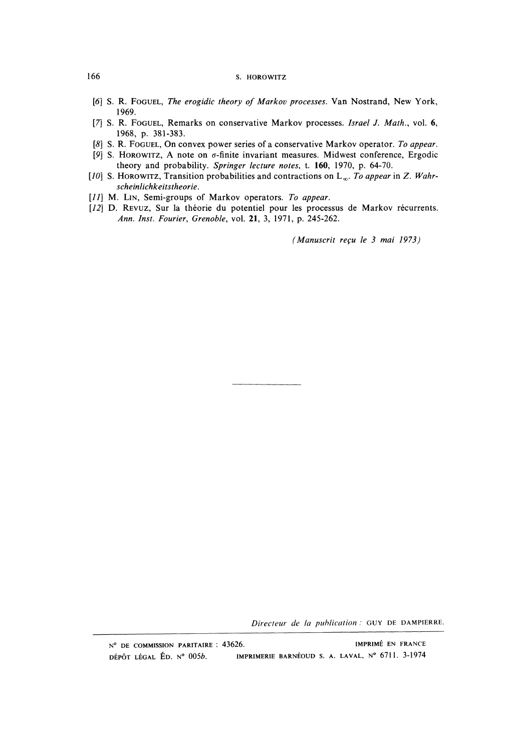[6] S. R. Foguel, *The erogidic theory of Markov processes*. Van Nostrand, New York, 1969.

[7] S. R. Foguel, Remarks on conservative Markov processes. *Israel J. Math.*, vol. **6**, 1968, p. 381-383.

[8] S. R. Foguel, On convex power series of a conservative Markov operator. *To appear*.

[9] S. Horowitz, A note on $\sigma$-finite invariant measures. Midwest conference, Ergodic theory and probability. *Springer lecture notes*, t. **160**, 1970, p. 64-70.

[10] S. Horowitz, Transition probabilities and contractions on $L_\infty$. *To appear* in *Z. Wahrscheinlichkeitstheorie*.

[11] M. Lin, Semi-groups of Markov operators. *To appear*.

[12] D. Revuz, Sur la théorie du potentiel pour les processus de Markov récurrents. *Ann. Inst. Fourier, Grenoble*, vol. **21**, 3, 1971, p. 245-262.

*(Manuscrit reçu le 3 mai 1973)*

---

*Directeur de la publication :* GUY DE DAMPIERRE.

N° DE COMMISSION PARITAIRE : 43626. IMPRIMÉ EN FRANCE

DÉPÔT LÉGAL ÉD. N° 005*b*. IMPRIMERIE BARNÉOUD S. A. LAVAL, N° 6711. 3-1974